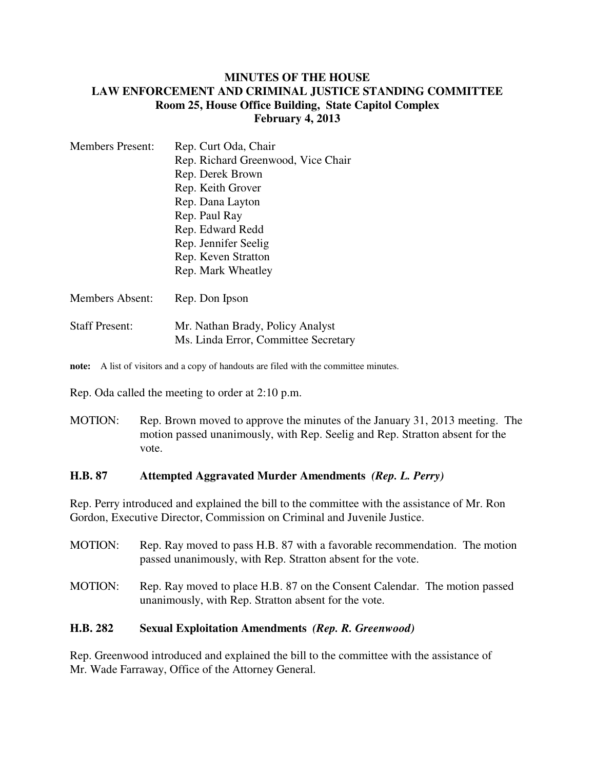# MINUTES OF THE HOUSE
# LAW ENFORCEMENT AND CRIMINAL JUSTICE STANDING COMMITTEE
## Room 25, House Office Building, State Capitol Complex
## February 4, 2013

Members Present: Rep. Curt Oda, Chair
Rep. Richard Greenwood, Vice Chair
Rep. Derek Brown
Rep. Keith Grover
Rep. Dana Layton
Rep. Paul Ray
Rep. Edward Redd
Rep. Jennifer Seelig
Rep. Keven Stratton
Rep. Mark Wheatley

Members Absent: Rep. Don Ipson

Staff Present: Mr. Nathan Brady, Policy Analyst
Ms. Linda Error, Committee Secretary

**note:** A list of visitors and a copy of handouts are filed with the committee minutes.

Rep. Oda called the meeting to order at 2:10 p.m.

MOTION: Rep. Brown moved to approve the minutes of the January 31, 2013 meeting. The motion passed unanimously, with Rep. Seelig and Rep. Stratton absent for the vote.

**H.B. 87 Attempted Aggravated Murder Amendments *(Rep. L. Perry)***

Rep. Perry introduced and explained the bill to the committee with the assistance of Mr. Ron Gordon, Executive Director, Commission on Criminal and Juvenile Justice.

MOTION: Rep. Ray moved to pass H.B. 87 with a favorable recommendation. The motion passed unanimously, with Rep. Stratton absent for the vote.

MOTION: Rep. Ray moved to place H.B. 87 on the Consent Calendar. The motion passed unanimously, with Rep. Stratton absent for the vote.

**H.B. 282 Sexual Exploitation Amendments *(Rep. R. Greenwood)***

Rep. Greenwood introduced and explained the bill to the committee with the assistance of Mr. Wade Farraway, Office of the Attorney General.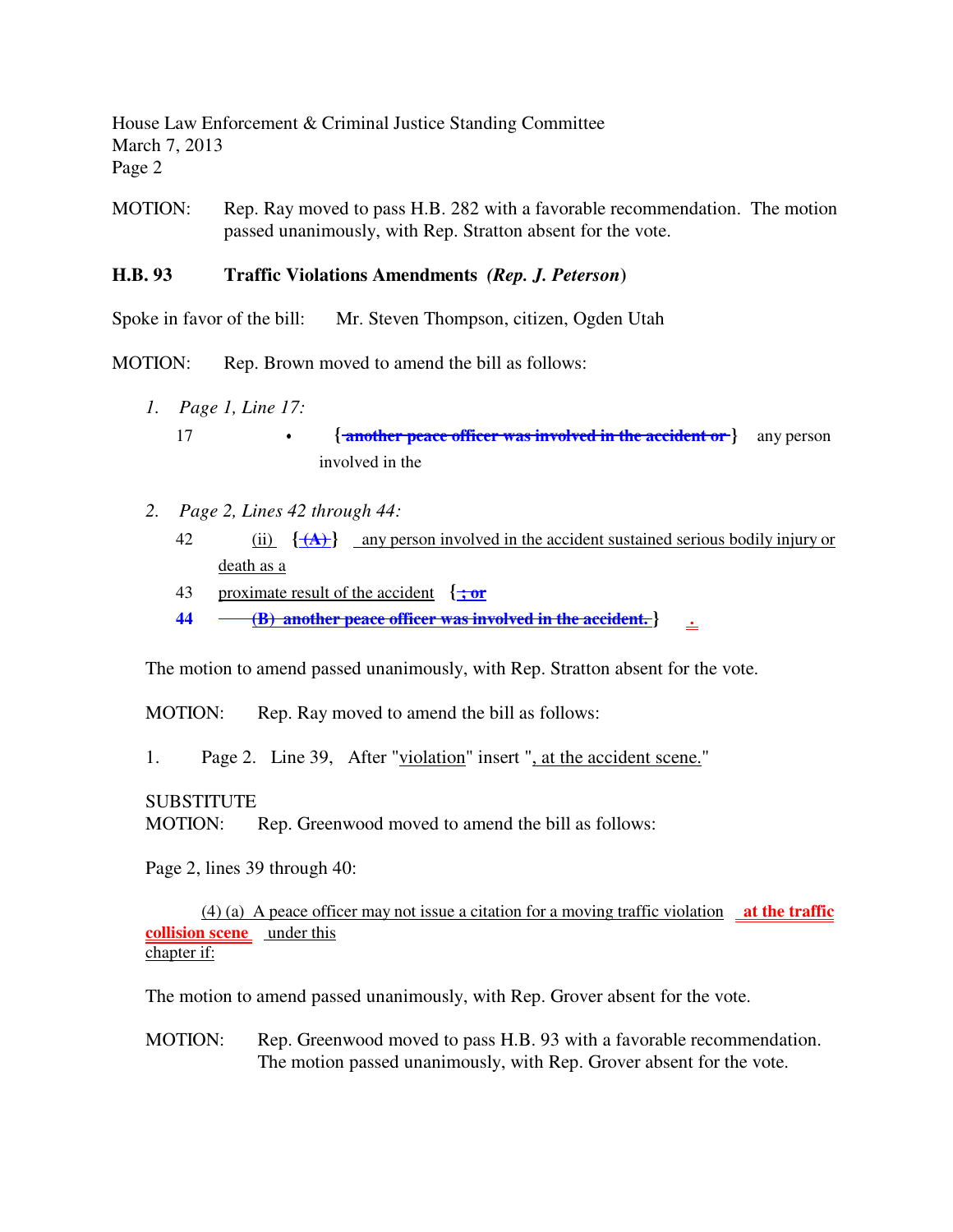MOTION: Rep. Ray moved to pass H.B. 282 with a favorable recommendation. The motion passed unanimously, with Rep. Stratton absent for the vote.

**H.B. 93 Traffic Violations Amendments *(Rep. J. Peterson)***

Spoke in favor of the bill: Mr. Steven Thompson, citizen, Ogden Utah

MOTION: Rep. Brown moved to amend the bill as follows:

1. *Page 1, Line 17:*

   17 • { ~~another peace officer was involved in the accident or~~ } any person involved in the

2. *Page 2, Lines 42 through 44:*

   42 (ii) { ~~(A)~~ } any person involved in the accident sustained serious bodily injury or death as a

   43 proximate result of the accident { ~~; or~~

   **44** ~~(B) another peace officer was involved in the accident.~~ } .

The motion to amend passed unanimously, with Rep. Stratton absent for the vote.

MOTION: Rep. Ray moved to amend the bill as follows:

1. Page 2. Line 39, After "violation" insert ", at the accident scene."

SUBSTITUTE
MOTION: Rep. Greenwood moved to amend the bill as follows:

Page 2, lines 39 through 40:

(4) (a) A peace officer may not issue a citation for a moving traffic violation **at the traffic collision scene** under this chapter if:

The motion to amend passed unanimously, with Rep. Grover absent for the vote.

MOTION: Rep. Greenwood moved to pass H.B. 93 with a favorable recommendation. The motion passed unanimously, with Rep. Grover absent for the vote.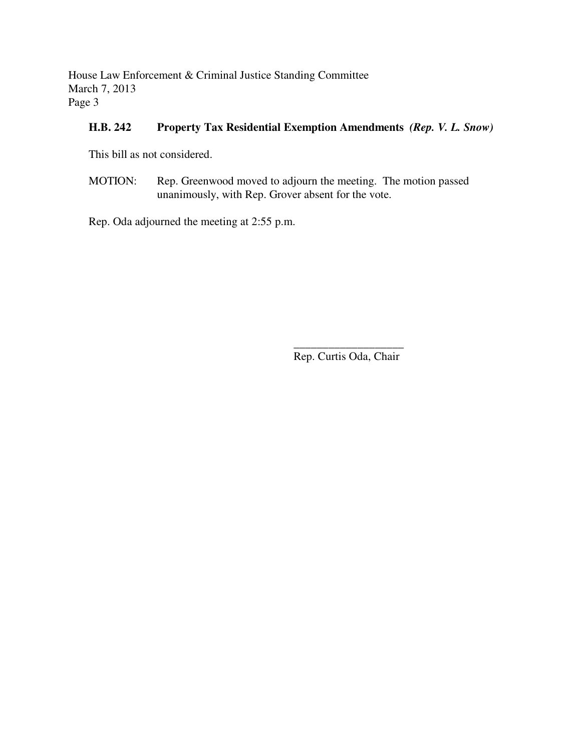**H.B. 242 Property Tax Residential Exemption Amendments** ***(Rep. V. L. Snow)***

This bill as not considered.

MOTION: Rep. Greenwood moved to adjourn the meeting. The motion passed unanimously, with Rep. Grover absent for the vote.

Rep. Oda adjourned the meeting at 2:55 p.m.

___________________
Rep. Curtis Oda, Chair